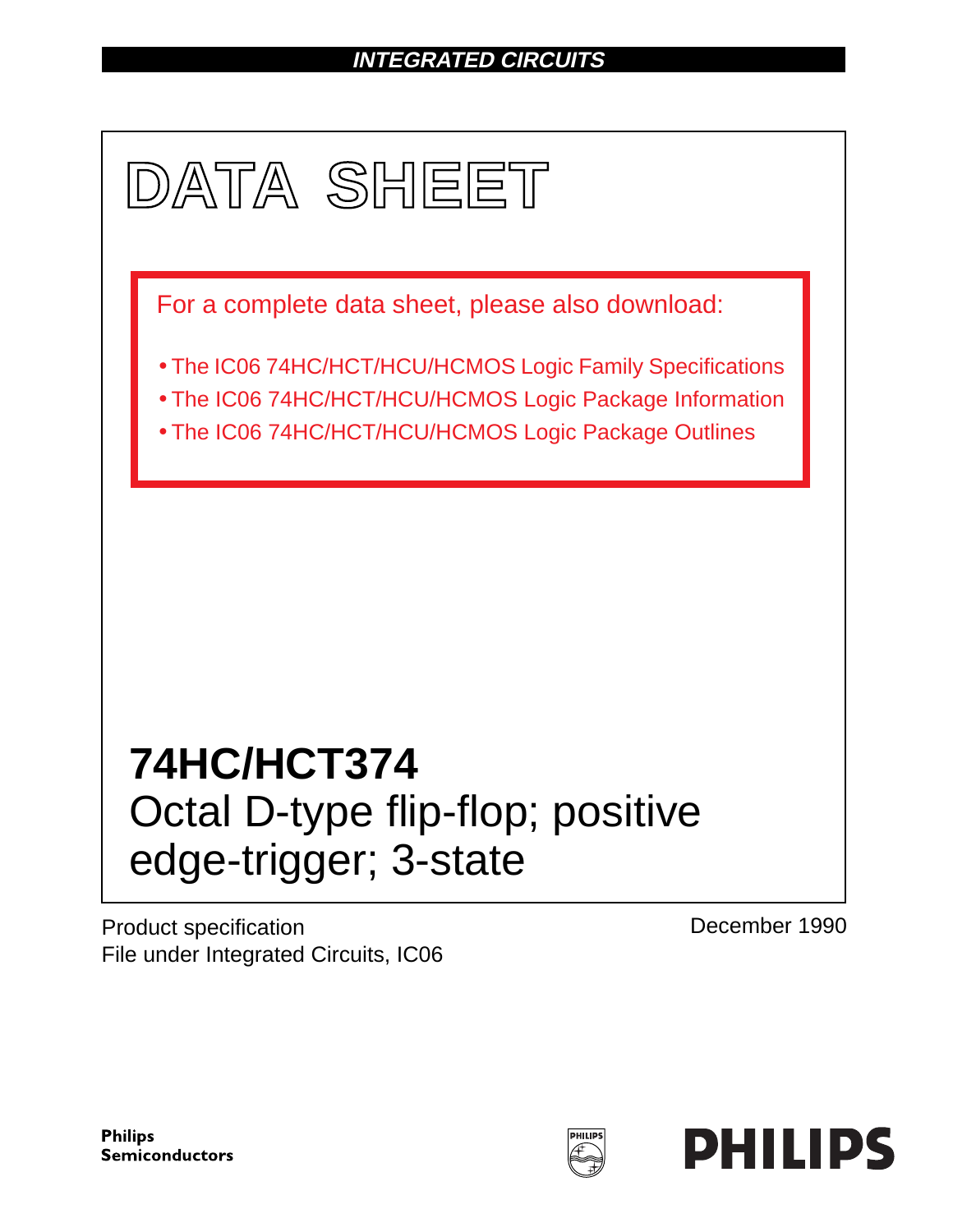INTEGRATED CIRCUITS

# DATA SHEET

For a complete data sheet, please also download:

- The IC06 74HC/HCT/HCU/HCMOS Logic Family Specifications
- The IC06 74HC/HCT/HCU/HCMOS Logic Package Information
- The IC06 74HC/HCT/HCU/HCMOS Logic Package Outlines

# 74HC/HCT374

## Octal D-type flip-flop; positive edge-trigger; 3-state

Product specification
File under Integrated Circuits, IC06

December 1990

**Philips Semiconductors**

**PHILIPS**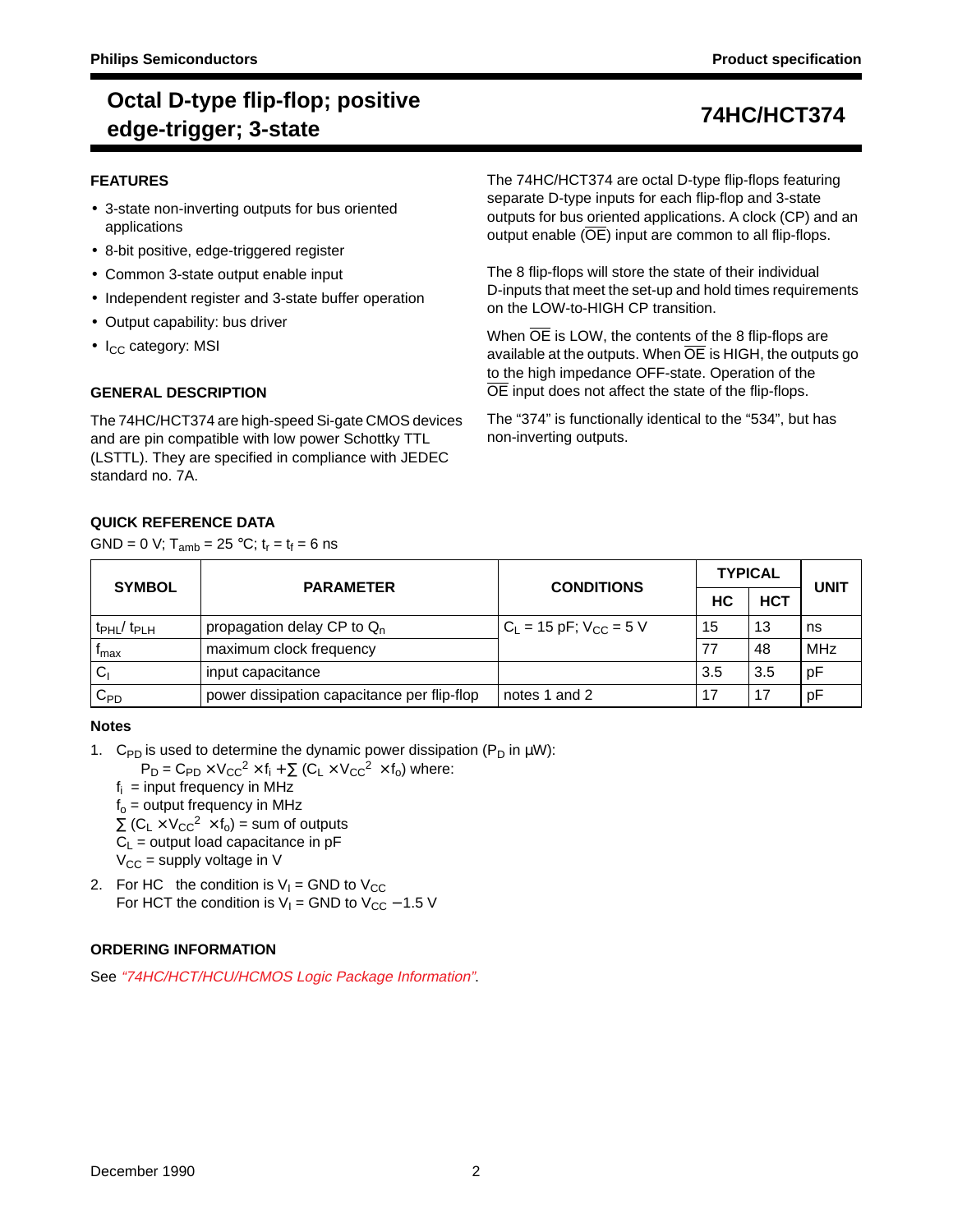# Octal D-type flip-flop; positive edge-trigger; 3-state

# 74HC/HCT374

## FEATURES

- 3-state non-inverting outputs for bus oriented applications
- 8-bit positive, edge-triggered register
- Common 3-state output enable input
- Independent register and 3-state buffer operation
- Output capability: bus driver
- $I_{CC}$ category: MSI

## GENERAL DESCRIPTION

The 74HC/HCT374 are high-speed Si-gate CMOS devices and are pin compatible with low power Schottky TTL (LSTTL). They are specified in compliance with JEDEC standard no. 7A.

The 74HC/HCT374 are octal D-type flip-flops featuring separate D-type inputs for each flip-flop and 3-state outputs for bus oriented applications. A clock (CP) and an output enable ($\overline{OE}$) input are common to all flip-flops.

The 8 flip-flops will store the state of their individual D-inputs that meet the set-up and hold times requirements on the LOW-to-HIGH CP transition.

When $\overline{OE}$ is LOW, the contents of the 8 flip-flops are available at the outputs. When $\overline{OE}$ is HIGH, the outputs go to the high impedance OFF-state. Operation of the $\overline{OE}$ input does not affect the state of the flip-flops.

The “374” is functionally identical to the “534”, but has non-inverting outputs.

## QUICK REFERENCE DATA

GND = 0 V; $T_{amb}$ = 25 °C; $t_r = t_f$ = 6 ns

| SYMBOL | PARAMETER | CONDITIONS | TYPICAL | | UNIT |
|---|---|---|---|---|---|
| | | | HC | HCT | |
| $t_{PHL}/ t_{PLH}$ | propagation delay CP to $Q_n$ | $C_L$ = 15 pF; $V_{CC}$ = 5 V | 15 | 13 | ns |
| $f_{max}$ | maximum clock frequency | | 77 | 48 | MHz |
| $C_I$ | input capacitance | | 3.5 | 3.5 | pF |
| $C_{PD}$ | power dissipation capacitance per flip-flop | notes 1 and 2 | 17 | 17 | pF |

### Notes

1. $C_{PD}$ is used to determine the dynamic power dissipation ($P_D$ in μW):
   $P_D = C_{PD} \times V_{CC}^2 \times f_i + \sum (C_L \times V_{CC}^2 \times f_o)$ where:
   $f_i$ = input frequency in MHz
   $f_o$ = output frequency in MHz
   $\sum (C_L \times V_{CC}^2 \times f_o)$ = sum of outputs
   $C_L$ = output load capacitance in pF
   $V_{CC}$ = supply voltage in V
2. For HC the condition is $V_I$ = GND to $V_{CC}$
   For HCT the condition is $V_I$ = GND to $V_{CC}$ − 1.5 V

## ORDERING INFORMATION

See *“74HC/HCT/HCU/HCMOS Logic Package Information”*.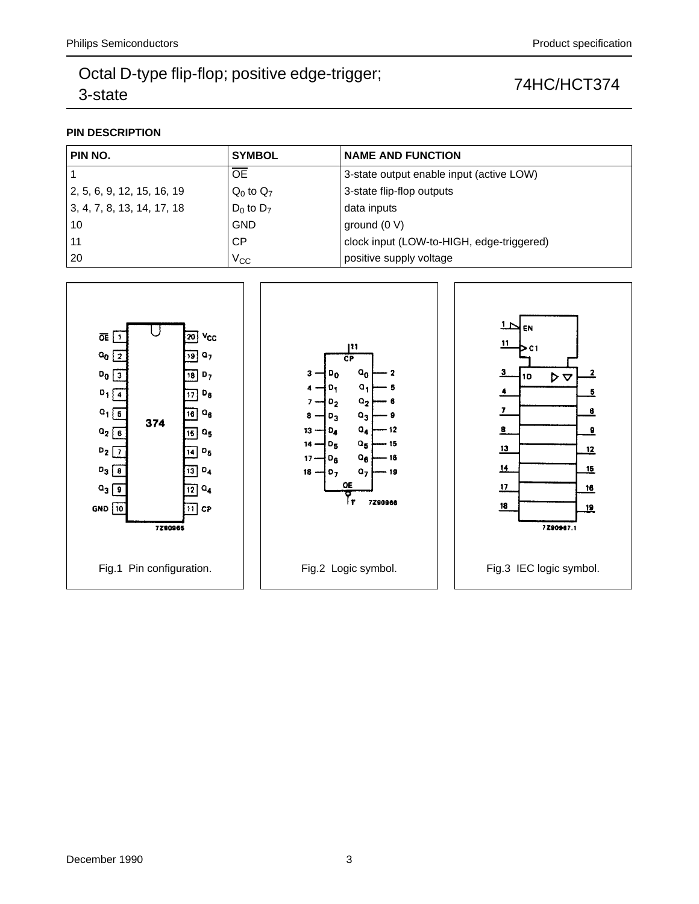**PIN DESCRIPTION**

| PIN NO. | SYMBOL | NAME AND FUNCTION |
| --- | --- | --- |
| 1 | $\overline{OE}$ | 3-state output enable input (active LOW) |
| 2, 5, 6, 9, 12, 15, 16, 19 | $Q_0$ to $Q_7$ | 3-state flip-flop outputs |
| 3, 4, 7, 8, 13, 14, 17, 18 | $D_0$ to $D_7$ | data inputs |
| 10 | GND | ground (0 V) |
| 11 | CP | clock input (LOW-to-HIGH, edge-triggered) |
| 20 | $V_{CC}$ | positive supply voltage |

Fig.1 Pin configuration.

Fig.2 Logic symbol.

Fig.3 IEC logic symbol.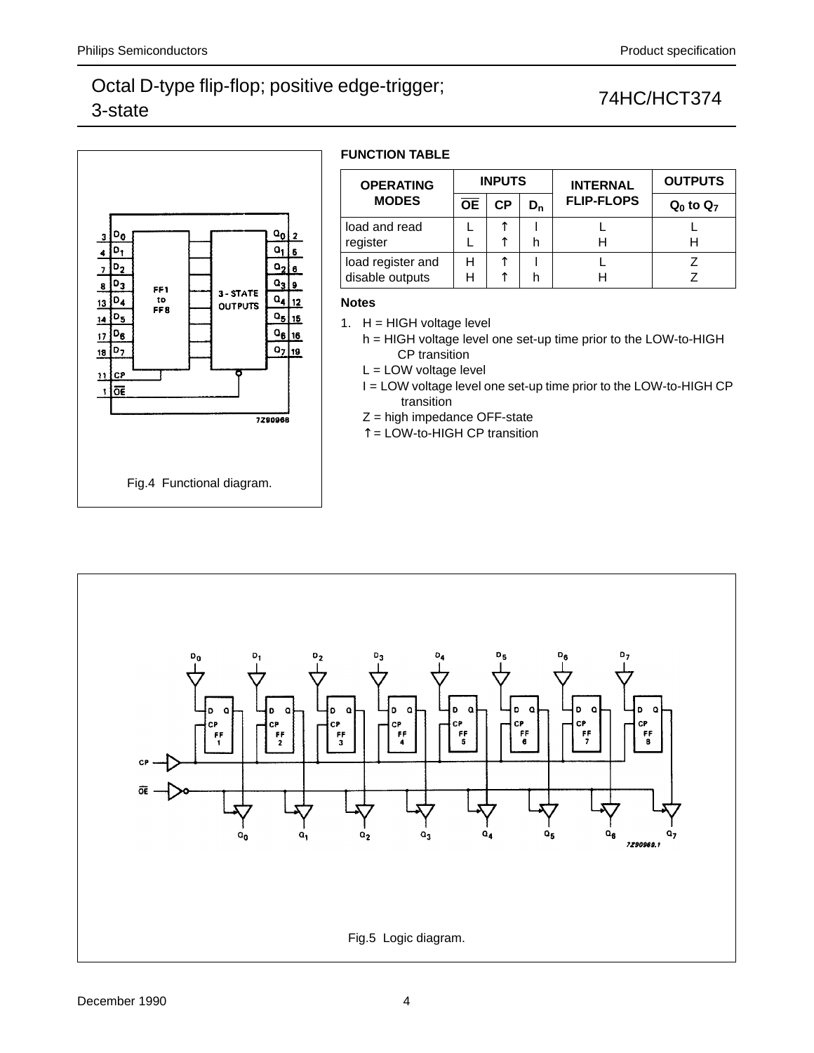Fig.4 Functional diagram.

**FUNCTION TABLE**

| OPERATING MODES | INPUTS | | | INTERNAL FLIP-FLOPS | OUTPUTS |
|---|---|---|---|---|---|
| | $\overline{OE}$ | CP | $D_n$ | | $Q_0$ to $Q_7$ |
| load and read register | L<br>L | ↑<br>↑ | l<br>h | L<br>H | L<br>H |
| load register and disable outputs | H<br>H | ↑<br>↑ | l<br>h | L<br>H | Z<br>Z |

**Notes**

1. H = HIGH voltage level
   h = HIGH voltage level one set-up time prior to the LOW-to-HIGH CP transition
   L = LOW voltage level
   l = LOW voltage level one set-up time prior to the LOW-to-HIGH CP transition
   Z = high impedance OFF-state
   ↑ = LOW-to-HIGH CP transition

Fig.5 Logic diagram.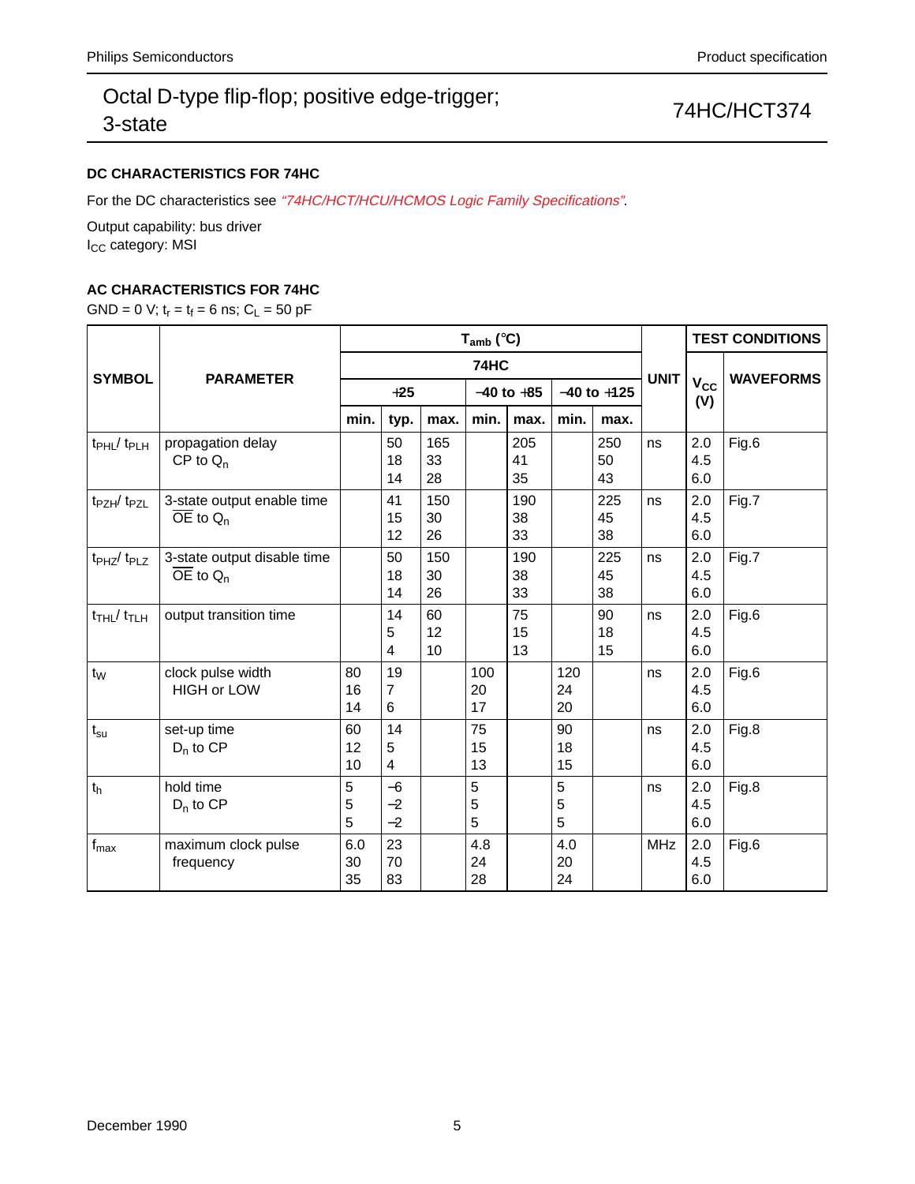### DC CHARACTERISTICS FOR 74HC

For the DC characteristics see *"74HC/HCT/HCU/HCMOS Logic Family Specifications"*.

Output capability: bus driver
$I_{CC}$ category: MSI

### AC CHARACTERISTICS FOR 74HC

GND = 0 V; $t_r = t_f = 6$ ns; $C_L = 50$ pF

| SYMBOL | PARAMETER | $T_{amb}$ (°C) | | | | | | | UNIT | TEST CONDITIONS | |
|---|---|---|---|---|---|---|---|---|---|---|---|
| | | 74HC | | | | | | | | $V_{CC}$ (V) | WAVEFORMS |
| | | +25 | | | −40 to +85 | | −40 to +125 | | | | |
| | | min. | typ. | max. | min. | max. | min. | max. | | | |
| $t_{PHL}/ t_{PLH}$ | propagation delay CP to $Q_n$ | | 50<br>18<br>14 | 165<br>33<br>28 | | 205<br>41<br>35 | | 250<br>50<br>43 | ns | 2.0<br>4.5<br>6.0 | Fig.6 |
| $t_{PZH}/ t_{PZL}$ | 3-state output enable time $\overline{OE}$ to $Q_n$ | | 41<br>15<br>12 | 150<br>30<br>26 | | 190<br>38<br>33 | | 225<br>45<br>38 | ns | 2.0<br>4.5<br>6.0 | Fig.7 |
| $t_{PHZ}/ t_{PLZ}$ | 3-state output disable time $\overline{OE}$ to $Q_n$ | | 50<br>18<br>14 | 150<br>30<br>26 | | 190<br>38<br>33 | | 225<br>45<br>38 | ns | 2.0<br>4.5<br>6.0 | Fig.7 |
| $t_{THL}/ t_{TLH}$ | output transition time | | 14<br>5<br>4 | 60<br>12<br>10 | | 75<br>15<br>13 | | 90<br>18<br>15 | ns | 2.0<br>4.5<br>6.0 | Fig.6 |
| $t_W$ | clock pulse width HIGH or LOW | 80<br>16<br>14 | 19<br>7<br>6 | | 100<br>20<br>17 | | 120<br>24<br>20 | | ns | 2.0<br>4.5<br>6.0 | Fig.6 |
| $t_{su}$ | set-up time $D_n$ to CP | 60<br>12<br>10 | 14<br>5<br>4 | | 75<br>15<br>13 | | 90<br>18<br>15 | | ns | 2.0<br>4.5<br>6.0 | Fig.8 |
| $t_h$ | hold time $D_n$ to CP | 5<br>5<br>5 | −6<br>−2<br>−2 | | 5<br>5<br>5 | | 5<br>5<br>5 | | ns | 2.0<br>4.5<br>6.0 | Fig.8 |
| $f_{max}$ | maximum clock pulse frequency | 6.0<br>30<br>35 | 23<br>70<br>83 | | 4.8<br>24<br>28 | | 4.0<br>20<br>24 | | MHz | 2.0<br>4.5<br>6.0 | Fig.6 |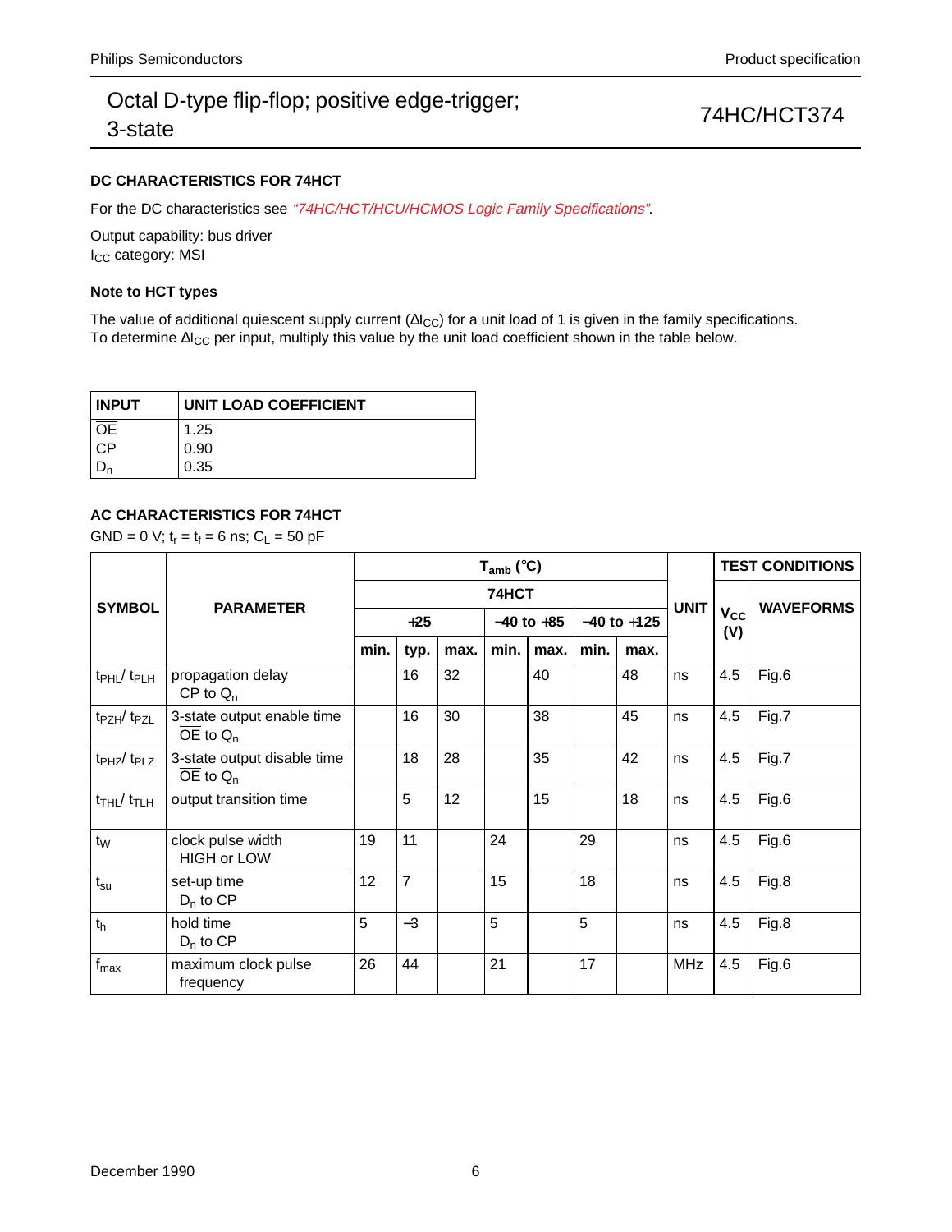# Octal D-type flip-flop; positive edge-trigger; 3-state — 74HC/HCT374

### DC CHARACTERISTICS FOR 74HCT

For the DC characteristics see *"74HC/HCT/HCU/HCMOS Logic Family Specifications"*.

Output capability: bus driver
$I_{CC}$ category: MSI

### Note to HCT types

The value of additional quiescent supply current ($\Delta I_{CC}$) for a unit load of 1 is given in the family specifications. To determine $\Delta I_{CC}$ per input, multiply this value by the unit load coefficient shown in the table below.

| INPUT | UNIT LOAD COEFFICIENT |
|---|---|
| $\overline{OE}$ | 1.25 |
| CP | 0.90 |
| $D_n$ | 0.35 |

### AC CHARACTERISTICS FOR 74HCT

GND = 0 V; $t_r = t_f = 6$ ns; $C_L = 50$ pF

| SYMBOL | PARAMETER | $T_{amb}$ (°C) 74HCT +25 min. | +25 typ. | +25 max. | −40 to +85 min. | −40 to +85 max. | −40 to +125 min. | −40 to +125 max. | UNIT | TEST CONDITIONS $V_{CC}$ (V) | TEST CONDITIONS WAVEFORMS |
|---|---|---|---|---|---|---|---|---|---|---|---|
| $t_{PHL}/ t_{PLH}$ | propagation delay CP to $Q_n$ | | 16 | 32 | | 40 | | 48 | ns | 4.5 | Fig.6 |
| $t_{PZH}/ t_{PZL}$ | 3-state output enable time $\overline{OE}$ to $Q_n$ | | 16 | 30 | | 38 | | 45 | ns | 4.5 | Fig.7 |
| $t_{PHZ}/ t_{PLZ}$ | 3-state output disable time $\overline{OE}$ to $Q_n$ | | 18 | 28 | | 35 | | 42 | ns | 4.5 | Fig.7 |
| $t_{THL}/ t_{TLH}$ | output transition time | | 5 | 12 | | 15 | | 18 | ns | 4.5 | Fig.6 |
| $t_W$ | clock pulse width HIGH or LOW | 19 | 11 | | 24 | | 29 | | ns | 4.5 | Fig.6 |
| $t_{su}$ | set-up time $D_n$ to CP | 12 | 7 | | 15 | | 18 | | ns | 4.5 | Fig.8 |
| $t_h$ | hold time $D_n$ to CP | 5 | −3 | | 5 | | 5 | | ns | 4.5 | Fig.8 |
| $f_{max}$ | maximum clock pulse frequency | 26 | 44 | | 21 | | 17 | | MHz | 4.5 | Fig.6 |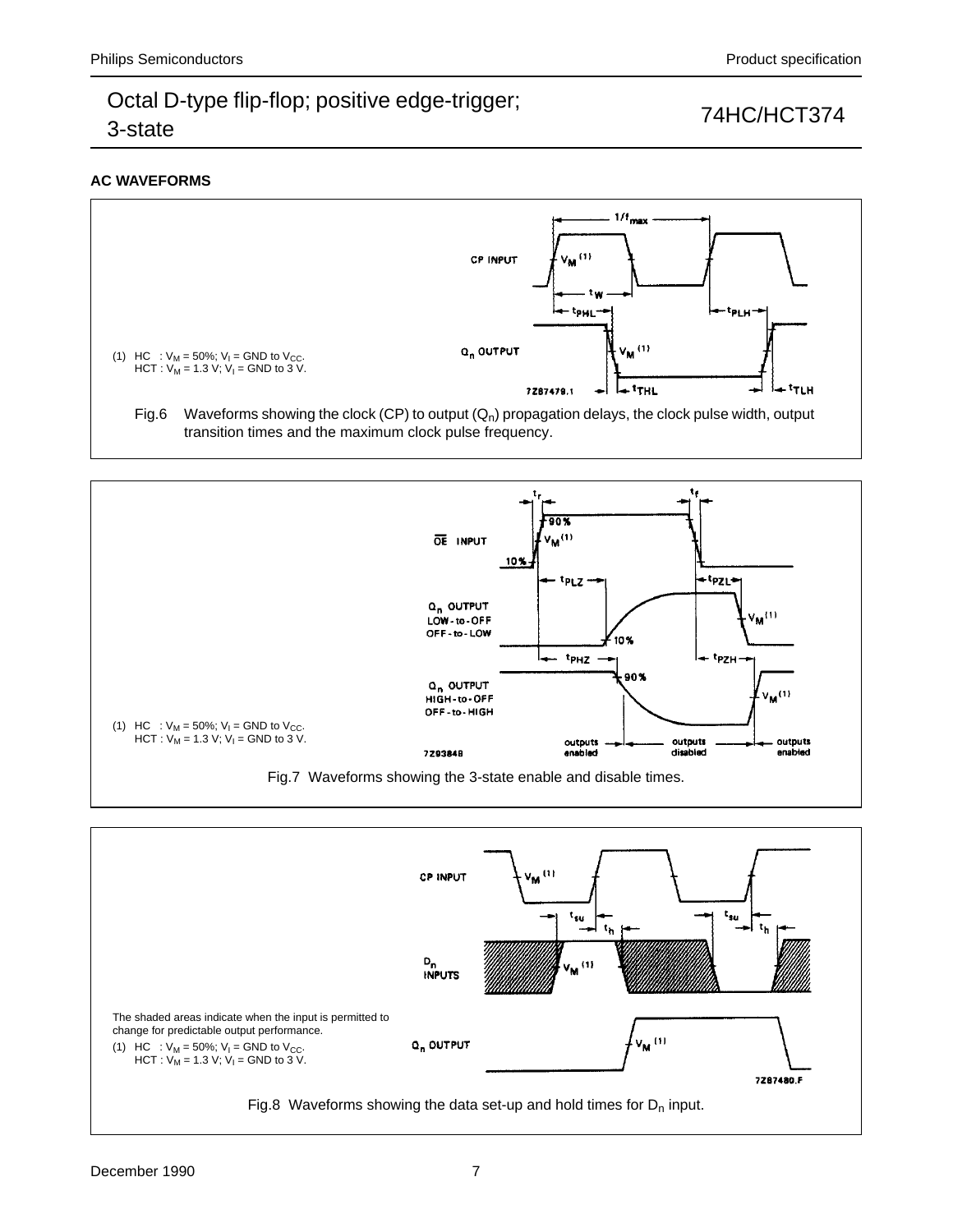## AC WAVEFORMS

(1) HC : $V_M$ = 50%; $V_I$ = GND to $V_{CC}$.
HCT : $V_M$ = 1.3 V; $V_I$ = GND to 3 V.

Fig.6 Waveforms showing the clock (CP) to output ($Q_n$) propagation delays, the clock pulse width, output transition times and the maximum clock pulse frequency.

(1) HC : $V_M$ = 50%; $V_I$ = GND to $V_{CC}$.
HCT : $V_M$ = 1.3 V; $V_I$ = GND to 3 V.

Fig.7 Waveforms showing the 3-state enable and disable times.

The shaded areas indicate when the input is permitted to change for predictable output performance.

(1) HC : $V_M$ = 50%; $V_I$ = GND to $V_{CC}$.
HCT : $V_M$ = 1.3 V; $V_I$ = GND to 3 V.

Fig.8 Waveforms showing the data set-up and hold times for $D_n$ input.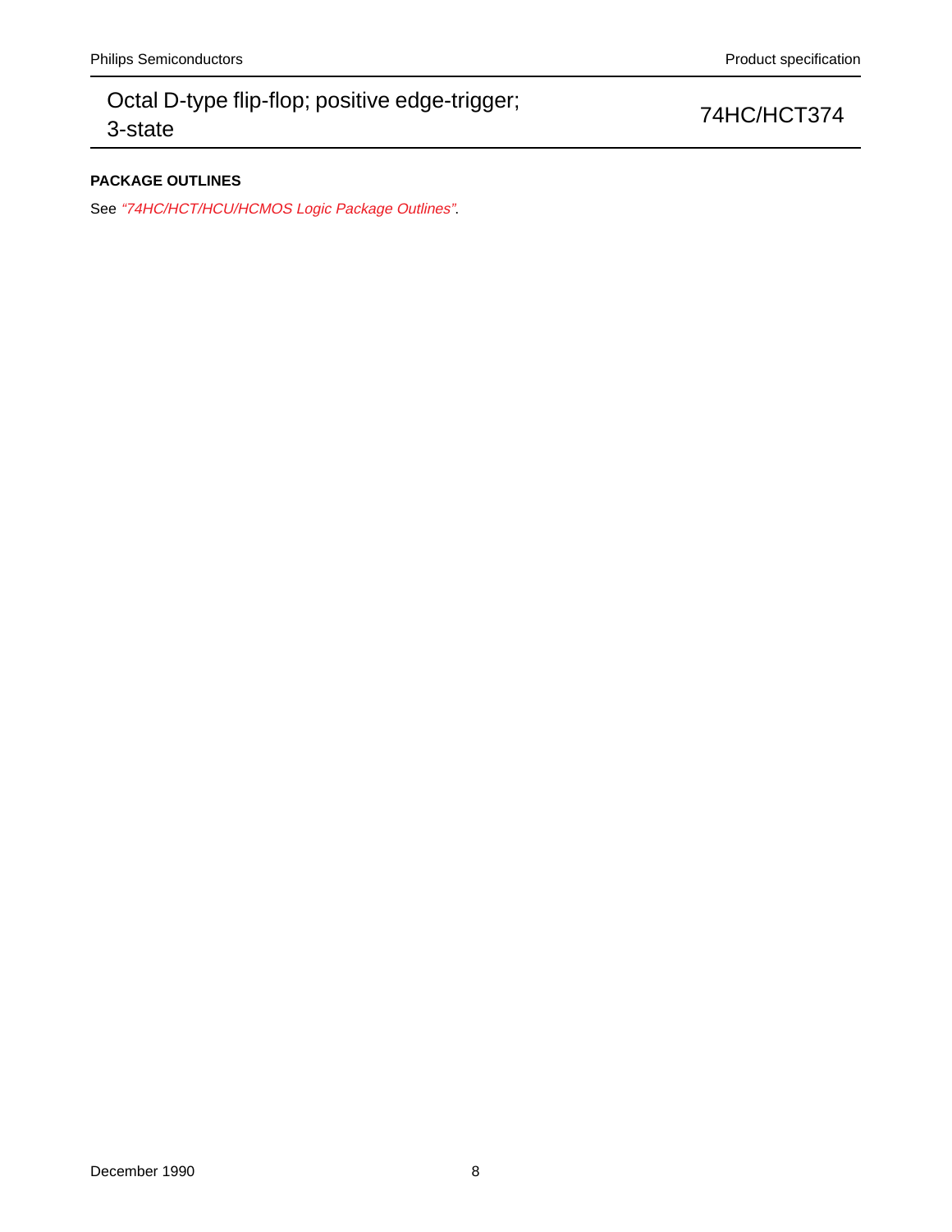## PACKAGE OUTLINES

See *"74HC/HCT/HCU/HCMOS Logic Package Outlines"*.